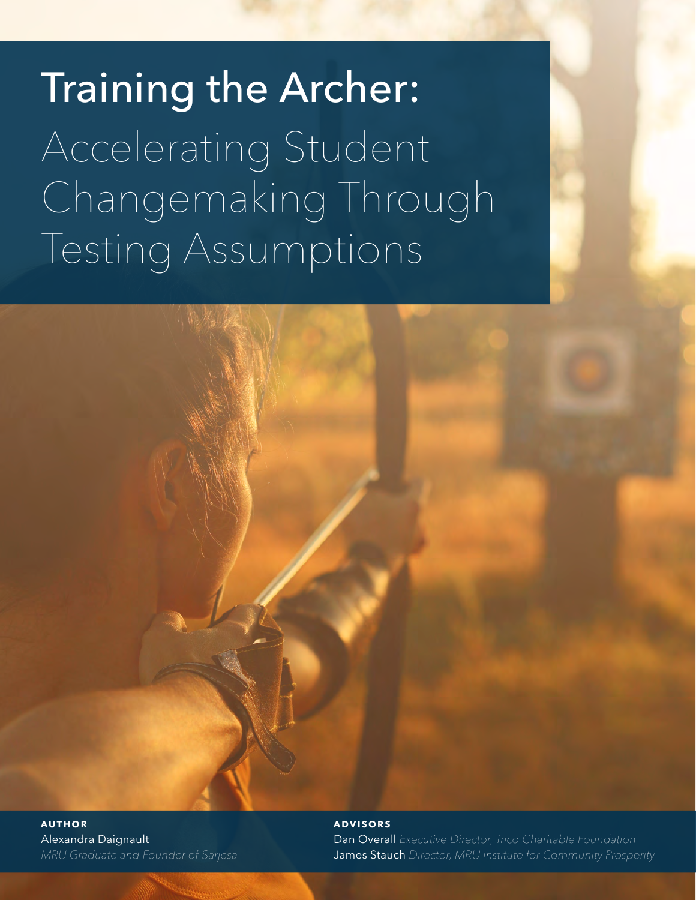# Training the Archer: Accelerating Student Changemaking Through Testing Assumptions

**AUTHOR**

Alexandra Daignault
*MRU Graduate and Founder of Sarjesa*

**ADVISORS**

Dan Overall *Executive Director, Trico Charitable Foundation*
James Stauch *Director, MRU Institute for Community Prosperity*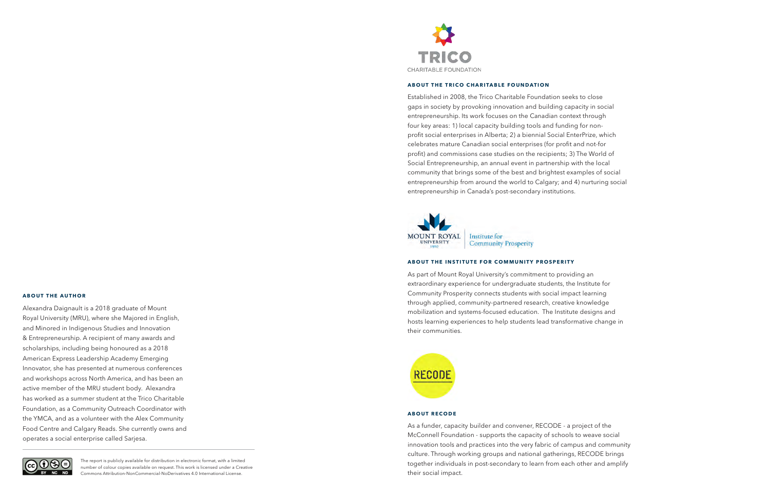## ABOUT THE AUTHOR

Alexandra Daignault is a 2018 graduate of Mount Royal University (MRU), where she Majored in English, and Minored in Indigenous Studies and Innovation & Entrepreneurship. A recipient of many awards and scholarships, including being honoured as a 2018 American Express Leadership Academy Emerging Innovator, she has presented at numerous conferences and workshops across North America, and has been an active member of the MRU student body. Alexandra has worked as a summer student at the Trico Charitable Foundation, as a Community Outreach Coordinator with the YMCA, and as a volunteer with the Alex Community Food Centre and Calgary Reads. She currently owns and operates a social enterprise called Sarjesa.

The report is publicly available for distribution in electronic format, with a limited number of colour copies available on request. This work is licensed under a Creative Commons Attribution-NonCommercial-NoDerivatives 4.0 International License.

TRICO CHARITABLE FOUNDATION

## ABOUT THE TRICO CHARITABLE FOUNDATION

Established in 2008, the Trico Charitable Foundation seeks to close gaps in society by provoking innovation and building capacity in social entrepreneurship. Its work focuses on the Canadian context through four key areas: 1) local capacity building tools and funding for non-profit social enterprises in Alberta; 2) a biennial Social EnterPrize, which celebrates mature Canadian social enterprises (for profit and not-for profit) and commissions case studies on the recipients; 3) The World of Social Entrepreneurship, an annual event in partnership with the local community that brings some of the best and brightest examples of social entrepreneurship from around the world to Calgary; and 4) nurturing social entrepreneurship in Canada's post-secondary institutions.

MOUNT ROYAL UNIVERSITY 1910 | Institute for Community Prosperity

## ABOUT THE INSTITUTE FOR COMMUNITY PROSPERITY

As part of Mount Royal University's commitment to providing an extraordinary experience for undergraduate students, the Institute for Community Prosperity connects students with social impact learning through applied, community-partnered research, creative knowledge mobilization and systems-focused education. The Institute designs and hosts learning experiences to help students lead transformative change in their communities.

RECODE

## ABOUT RECODE

As a funder, capacity builder and convener, RECODE - a project of the McConnell Foundation - supports the capacity of schools to weave social innovation tools and practices into the very fabric of campus and community culture. Through working groups and national gatherings, RECODE brings together individuals in post-secondary to learn from each other and amplify their social impact.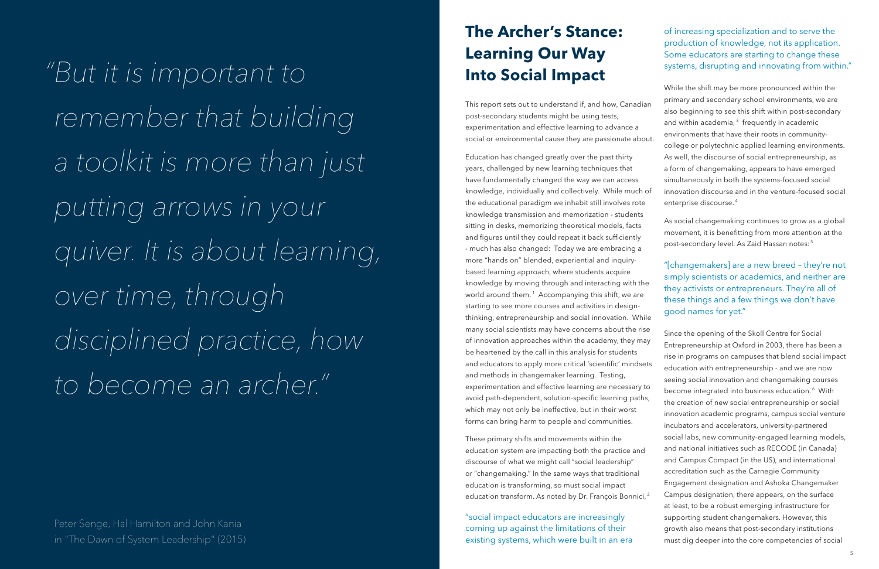> *"But it is important to remember that building a toolkit is more than just putting arrows in your quiver. It is about learning, over time, through disciplined practice, how to become an archer."*
>
> Peter Senge, Hal Hamilton and John Kania in "The Dawn of System Leadership" (2015)

# The Archer's Stance: Learning Our Way Into Social Impact

This report sets out to understand if, and how, Canadian post-secondary students might be using tests, experimentation and effective learning to advance a social or environmental cause they are passionate about.

Education has changed greatly over the past thirty years, challenged by new learning techniques that have fundamentally changed the way we can access knowledge, individually and collectively. While much of the educational paradigm we inhabit still involves rote knowledge transmission and memorization - students sitting in desks, memorizing theoretical models, facts and figures until they could repeat it back sufficiently - much has also changed: Today we are embracing a more "hands on" blended, experiential and inquiry-based learning approach, where students acquire knowledge by moving through and interacting with the world around them.[1] Accompanying this shift, we are starting to see more courses and activities in design-thinking, entrepreneurship and social innovation. While many social scientists may have concerns about the rise of innovation approaches within the academy, they may be heartened by the call in this analysis for students and educators to apply more critical 'scientific' mindsets and methods in changemaker learning. Testing, experimentation and effective learning are necessary to avoid path-dependent, solution-specific learning paths, which may not only be ineffective, but in their worst forms can bring harm to people and communities.

These primary shifts and movements within the education system are impacting both the practice and discourse of what we might call "social leadership" or "changemaking." In the same ways that traditional education is transforming, so must social impact education transform. As noted by Dr. François Bonnici,[2]

> "social impact educators are increasingly coming up against the limitations of their existing systems, which were built in an era of increasing specialization and to serve the production of knowledge, not its application. Some educators are starting to change these systems, disrupting and innovating from within."

While the shift may be more pronounced within the primary and secondary school environments, we are also beginning to see this shift within post-secondary and within academia,[3] frequently in academic environments that have their roots in community-college or polytechnic applied learning environments. As well, the discourse of social entrepreneurship, as a form of changemaking, appears to have emerged simultaneously in both the systems-focused social innovation discourse and in the venture-focused social enterprise discourse.[4]

As social changemaking continues to grow as a global movement, it is benefitting from more attention at the post-secondary level. As Zaid Hassan notes:[5]

> "[changemakers] are a new breed – they're not simply scientists or academics, and neither are they activists or entrepreneurs. They're all of these things and a few things we don't have good names for yet."

Since the opening of the Skoll Centre for Social Entrepreneurship at Oxford in 2003, there has been a rise in programs on campuses that blend social impact education with entrepreneurship - and we are now seeing social innovation and changemaking courses become integrated into business education.[6] With the creation of new social entrepreneurship or social innovation academic programs, campus social venture incubators and accelerators, university-partnered social labs, new community-engaged learning models, and national initiatives such as RECODE (in Canada) and Campus Compact (in the US), and international accreditation such as the Carnegie Community Engagement designation and Ashoka Changemaker Campus designation, there appears, on the surface at least, to be a robust emerging infrastructure for supporting student changemakers. However, this growth also means that post-secondary institutions must dig deeper into the core competencies of social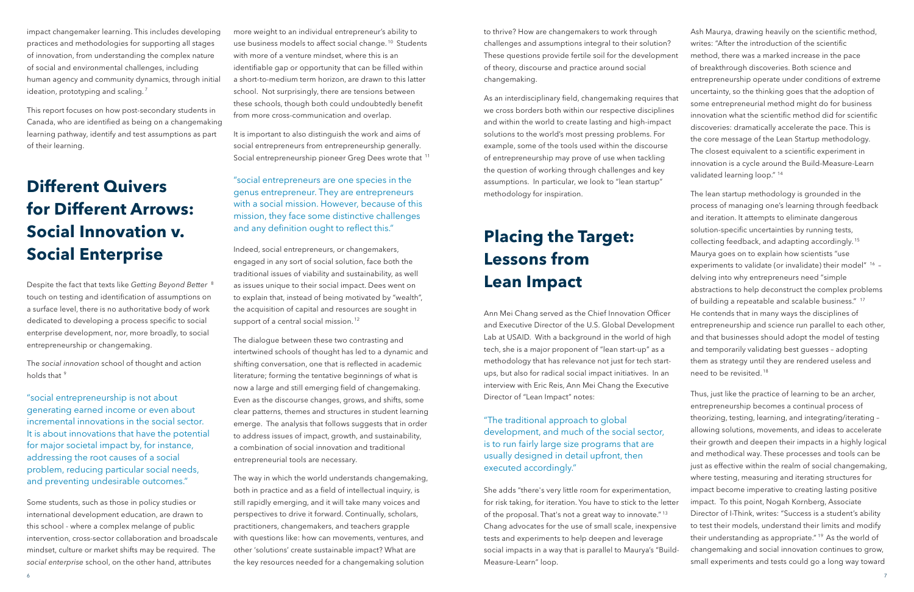impact changemaker learning. This includes developing practices and methodologies for supporting all stages of innovation, from understanding the complex nature of social and environmental challenges, including human agency and community dynamics, through initial ideation, prototyping and scaling.[7]

This report focuses on how post-secondary students in Canada, who are identified as being on a changemaking learning pathway, identify and test assumptions as part of their learning.

## Different Quivers for Different Arrows: Social Innovation v. Social Enterprise

Despite the fact that texts like *Getting Beyond Better* [8] touch on testing and identification of assumptions on a surface level, there is no authoritative body of work dedicated to developing a process specific to social enterprise development, nor, more broadly, to social entrepreneurship or changemaking.

The *social innovation* school of thought and action holds that [9]

> "social entrepreneurship is not about generating earned income or even about incremental innovations in the social sector. It is about innovations that have the potential for major societal impact by, for instance, addressing the root causes of a social problem, reducing particular social needs, and preventing undesirable outcomes."

Some students, such as those in policy studies or international development education, are drawn to this school - where a complex melange of public intervention, cross-sector collaboration and broadscale mindset, culture or market shifts may be required. The *social enterprise* school, on the other hand, attributes more weight to an individual entrepreneur's ability to use business models to affect social change.[10] Students with more of a venture mindset, where this is an identifiable gap or opportunity that can be filled within a short-to-medium term horizon, are drawn to this latter school. Not surprisingly, there are tensions between these schools, though both could undoubtedly benefit from more cross-communication and overlap.

It is important to also distinguish the work and aims of social entrepreneurs from entrepreneurship generally. Social entrepreneurship pioneer Greg Dees wrote that [11]

> "social entrepreneurs are one species in the genus entrepreneur. They are entrepreneurs with a social mission. However, because of this mission, they face some distinctive challenges and any definition ought to reflect this."

Indeed, social entrepreneurs, or changemakers, engaged in any sort of social solution, face both the traditional issues of viability and sustainability, as well as issues unique to their social impact. Dees went on to explain that, instead of being motivated by "wealth", the acquisition of capital and resources are sought in support of a central social mission.[12]

The dialogue between these two contrasting and intertwined schools of thought has led to a dynamic and shifting conversation, one that is reflected in academic literature; forming the tentative beginnings of what is now a large and still emerging field of changemaking. Even as the discourse changes, grows, and shifts, some clear patterns, themes and structures in student learning emerge. The analysis that follows suggests that in order to address issues of impact, growth, and sustainability, a combination of social innovation and traditional entrepreneurial tools are necessary.

The way in which the world understands changemaking, both in practice and as a field of intellectual inquiry, is still rapidly emerging, and it will take many voices and perspectives to drive it forward. Continually, scholars, practitioners, changemakers, and teachers grapple with questions like: how can movements, ventures, and other 'solutions' create sustainable impact? What are the key resources needed for a changemaking solution to thrive? How are changemakers to work through challenges and assumptions integral to their solution? These questions provide fertile soil for the development of theory, discourse and practice around social changemaking.

As an interdisciplinary field, changemaking requires that we cross borders both within our respective disciplines and within the world to create lasting and high-impact solutions to the world's most pressing problems. For example, some of the tools used within the discourse of entrepreneurship may prove of use when tackling the question of working through challenges and key assumptions. In particular, we look to "lean startup" methodology for inspiration.

## Placing the Target: Lessons from Lean Impact

Ann Mei Chang served as the Chief Innovation Officer and Executive Director of the U.S. Global Development Lab at USAID. With a background in the world of high tech, she is a major proponent of "lean start-up" as a methodology that has relevance not just for tech start-ups, but also for radical social impact initiatives. In an interview with Eric Reis, Ann Mei Chang the Executive Director of "Lean Impact" notes:

> "The traditional approach to global development, and much of the social sector, is to run fairly large size programs that are usually designed in detail upfront, then executed accordingly."

She adds "there's very little room for experimentation, for risk taking, for iteration. You have to stick to the letter of the proposal. That's not a great way to innovate."[13] Chang advocates for the use of small scale, inexpensive tests and experiments to help deepen and leverage social impacts in a way that is parallel to Maurya's "Build-Measure-Learn" loop.

Ash Maurya, drawing heavily on the scientific method, writes: "After the introduction of the scientific method, there was a marked increase in the pace of breakthrough discoveries. Both science and entrepreneurship operate under conditions of extreme uncertainty, so the thinking goes that the adoption of some entrepreneurial method might do for business innovation what the scientific method did for scientific discoveries: dramatically accelerate the pace. This is the core message of the Lean Startup methodology. The closest equivalent to a scientific experiment in innovation is a cycle around the Build-Measure-Learn validated learning loop."[14]

The lean startup methodology is grounded in the process of managing one's learning through feedback and iteration. It attempts to eliminate dangerous solution-specific uncertainties by running tests, collecting feedback, and adapting accordingly.[15] Maurya goes on to explain how scientists "use experiments to validate (or invalidate) their model" [16] – delving into why entrepreneurs need "simple abstractions to help deconstruct the complex problems of building a repeatable and scalable business." [17] He contends that in many ways the disciplines of entrepreneurship and science run parallel to each other, and that businesses should adopt the model of testing and temporarily validating best guesses – adopting them as strategy until they are rendered useless and need to be revisited.[18]

Thus, just like the practice of learning to be an archer, entrepreneurship becomes a continual process of theorizing, testing, learning, and integrating/iterating – allowing solutions, movements, and ideas to accelerate their growth and deepen their impacts in a highly logical and methodical way. These processes and tools can be just as effective within the realm of social changemaking, where testing, measuring and iterating structures for impact become imperative to creating lasting positive impact. To this point, Nogah Kornberg, Associate Director of I-Think, writes: "Success is a student's ability to test their models, understand their limits and modify their understanding as appropriate."[19] As the world of changemaking and social innovation continues to grow, small experiments and tests could go a long way toward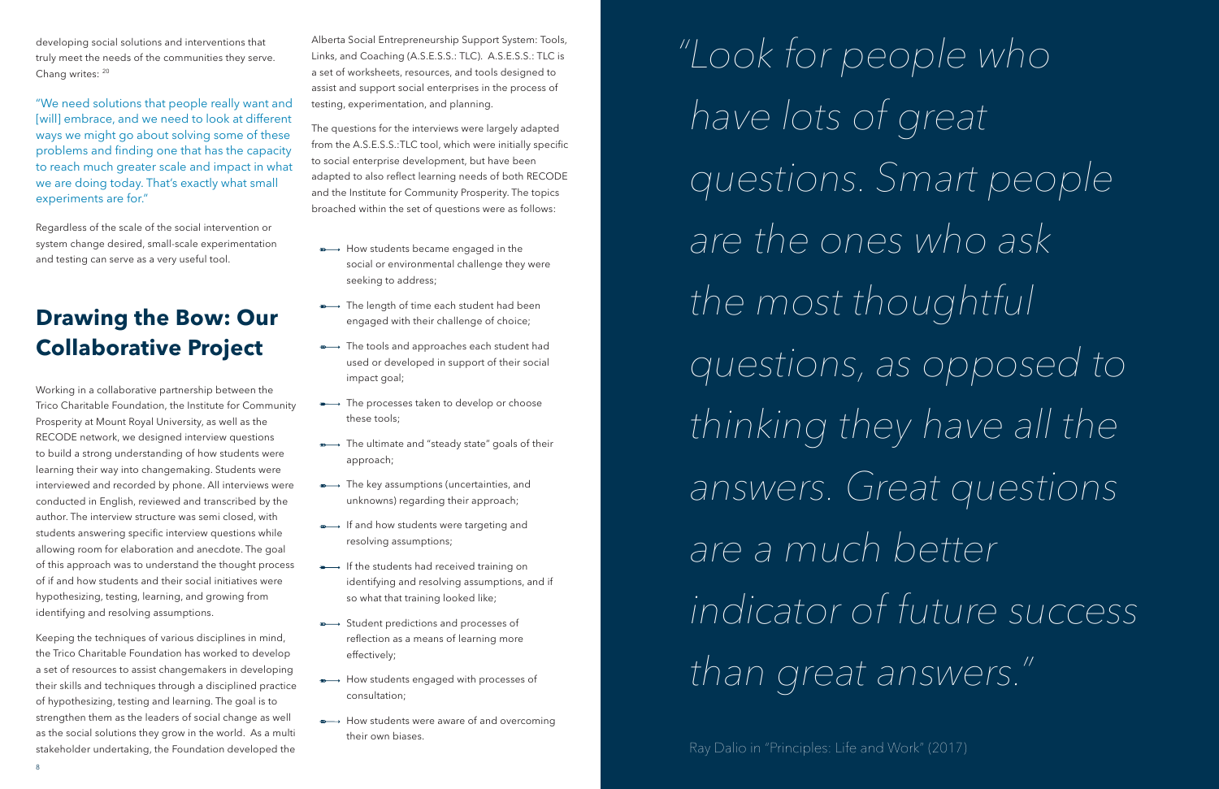developing social solutions and interventions that truly meet the needs of the communities they serve. Chang writes: [20]

"We need solutions that people really want and [will] embrace, and we need to look at different ways we might go about solving some of these problems and finding one that has the capacity to reach much greater scale and impact in what we are doing today. That's exactly what small experiments are for."

Regardless of the scale of the social intervention or system change desired, small-scale experimentation and testing can serve as a very useful tool.

## Drawing the Bow: Our Collaborative Project

Working in a collaborative partnership between the Trico Charitable Foundation, the Institute for Community Prosperity at Mount Royal University, as well as the RECODE network, we designed interview questions to build a strong understanding of how students were learning their way into changemaking. Students were interviewed and recorded by phone. All interviews were conducted in English, reviewed and transcribed by the author. The interview structure was semi closed, with students answering specific interview questions while allowing room for elaboration and anecdote. The goal of this approach was to understand the thought process of if and how students and their social initiatives were hypothesizing, testing, learning, and growing from identifying and resolving assumptions.

Keeping the techniques of various disciplines in mind, the Trico Charitable Foundation has worked to develop a set of resources to assist changemakers in developing their skills and techniques through a disciplined practice of hypothesizing, testing and learning. The goal is to strengthen them as the leaders of social change as well as the social solutions they grow in the world. As a multi stakeholder undertaking, the Foundation developed the Alberta Social Entrepreneurship Support System: Tools, Links, and Coaching (A.S.E.S.S.: TLC). A.S.E.S.S.: TLC is a set of worksheets, resources, and tools designed to assist and support social enterprises in the process of testing, experimentation, and planning.

The questions for the interviews were largely adapted from the A.S.E.S.S.:TLC tool, which were initially specific to social enterprise development, but have been adapted to also reflect learning needs of both RECODE and the Institute for Community Prosperity. The topics broached within the set of questions were as follows:

- How students became engaged in the social or environmental challenge they were seeking to address;
- The length of time each student had been engaged with their challenge of choice;
- The tools and approaches each student had used or developed in support of their social impact goal;
- The processes taken to develop or choose these tools;
- The ultimate and "steady state" goals of their approach;
- The key assumptions (uncertainties, and unknowns) regarding their approach;
- If and how students were targeting and resolving assumptions;
- If the students had received training on identifying and resolving assumptions, and if so what that training looked like;
- Student predictions and processes of reflection as a means of learning more effectively;
- How students engaged with processes of consultation;
- How students were aware of and overcoming their own biases.

*"Look for people who have lots of great questions. Smart people are the ones who ask the most thoughtful questions, as opposed to thinking they have all the answers. Great questions are a much better indicator of future success than great answers."*

Ray Dalio in "Principles: Life and Work" (2017)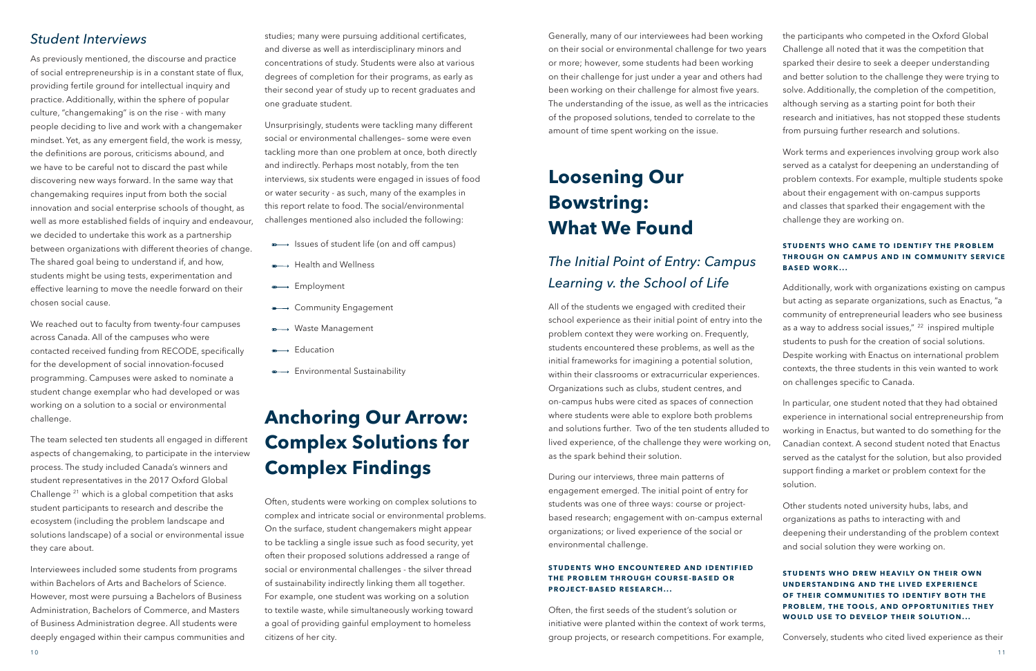## *Student Interviews*

As previously mentioned, the discourse and practice of social entrepreneurship is in a constant state of flux, providing fertile ground for intellectual inquiry and practice. Additionally, within the sphere of popular culture, "changemaking" is on the rise - with many people deciding to live and work with a changemaker mindset. Yet, as any emergent field, the work is messy, the definitions are porous, criticisms abound, and we have to be careful not to discard the past while discovering new ways forward. In the same way that changemaking requires input from both the social innovation and social enterprise schools of thought, as well as more established fields of inquiry and endeavour, we decided to undertake this work as a partnership between organizations with different theories of change. The shared goal being to understand if, and how, students might be using tests, experimentation and effective learning to move the needle forward on their chosen social cause.

We reached out to faculty from twenty-four campuses across Canada. All of the campuses who were contacted received funding from RECODE, specifically for the development of social innovation-focused programming. Campuses were asked to nominate a student change exemplar who had developed or was working on a solution to a social or environmental challenge.

The team selected ten students all engaged in different aspects of changemaking, to participate in the interview process. The study included Canada's winners and student representatives in the 2017 Oxford Global Challenge [21] which is a global competition that asks student participants to research and describe the ecosystem (including the problem landscape and solutions landscape) of a social or environmental issue they care about.

Interviewees included some students from programs within Bachelors of Arts and Bachelors of Science. However, most were pursuing a Bachelors of Business Administration, Bachelors of Commerce, and Masters of Business Administration degree. All students were deeply engaged within their campus communities and studies; many were pursuing additional certificates, and diverse as well as interdisciplinary minors and concentrations of study. Students were also at various degrees of completion for their programs, as early as their second year of study up to recent graduates and one graduate student.

Unsurprisingly, students were tackling many different social or environmental challenges– some were even tackling more than one problem at once, both directly and indirectly. Perhaps most notably, from the ten interviews, six students were engaged in issues of food or water security - as such, many of the examples in this report relate to food. The social/environmental challenges mentioned also included the following:

- Issues of student life (on and off campus)
- Health and Wellness
- Employment
- Community Engagement
- Waste Management
- Education
- Environmental Sustainability

# Anchoring Our Arrow: Complex Solutions for Complex Findings

Often, students were working on complex solutions to complex and intricate social or environmental problems. On the surface, student changemakers might appear to be tackling a single issue such as food security, yet often their proposed solutions addressed a range of social or environmental challenges - the silver thread of sustainability indirectly linking them all together. For example, one student was working on a solution to textile waste, while simultaneously working toward a goal of providing gainful employment to homeless citizens of her city.

Generally, many of our interviewees had been working on their social or environmental challenge for two years or more; however, some students had been working on their challenge for just under a year and others had been working on their challenge for almost five years. The understanding of the issue, as well as the intricacies of the proposed solutions, tended to correlate to the amount of time spent working on the issue.

# Loosening Our Bowstring: What We Found

## *The Initial Point of Entry: Campus Learning v. the School of Life*

All of the students we engaged with credited their school experience as their initial point of entry into the problem context they were working on. Frequently, students encountered these problems, as well as the initial frameworks for imagining a potential solution, within their classrooms or extracurricular experiences. Organizations such as clubs, student centres, and on-campus hubs were cited as spaces of connection where students were able to explore both problems and solutions further. Two of the ten students alluded to lived experience, of the challenge they were working on, as the spark behind their solution.

During our interviews, three main patterns of engagement emerged. The initial point of entry for students was one of three ways: course or project-based research; engagement with on-campus external organizations; or lived experience of the social or environmental challenge.

#### STUDENTS WHO ENCOUNTERED AND IDENTIFIED THE PROBLEM THROUGH COURSE-BASED OR PROJECT-BASED RESEARCH...

Often, the first seeds of the student's solution or initiative were planted within the context of work terms, group projects, or research competitions. For example, the participants who competed in the Oxford Global Challenge all noted that it was the competition that sparked their desire to seek a deeper understanding and better solution to the challenge they were trying to solve. Additionally, the completion of the competition, although serving as a starting point for both their research and initiatives, has not stopped these students from pursuing further research and solutions.

Work terms and experiences involving group work also served as a catalyst for deepening an understanding of problem contexts. For example, multiple students spoke about their engagement with on-campus supports and classes that sparked their engagement with the challenge they are working on.

#### STUDENTS WHO CAME TO IDENTIFY THE PROBLEM THROUGH ON CAMPUS AND IN COMMUNITY SERVICE BASED WORK...

Additionally, work with organizations existing on campus but acting as separate organizations, such as Enactus, "a community of entrepreneurial leaders who see business as a way to address social issues," [22] inspired multiple students to push for the creation of social solutions. Despite working with Enactus on international problem contexts, the three students in this vein wanted to work on challenges specific to Canada.

In particular, one student noted that they had obtained experience in international social entrepreneurship from working in Enactus, but wanted to do something for the Canadian context. A second student noted that Enactus served as the catalyst for the solution, but also provided support finding a market or problem context for the solution.

Other students noted university hubs, labs, and organizations as paths to interacting with and deepening their understanding of the problem context and social solution they were working on.

#### STUDENTS WHO DREW HEAVILY ON THEIR OWN UNDERSTANDING AND THE LIVED EXPERIENCE OF THEIR COMMUNITIES TO IDENTIFY BOTH THE PROBLEM, THE TOOLS, AND OPPORTUNITIES THEY WOULD USE TO DEVELOP THEIR SOLUTION...

Conversely, students who cited lived experience as their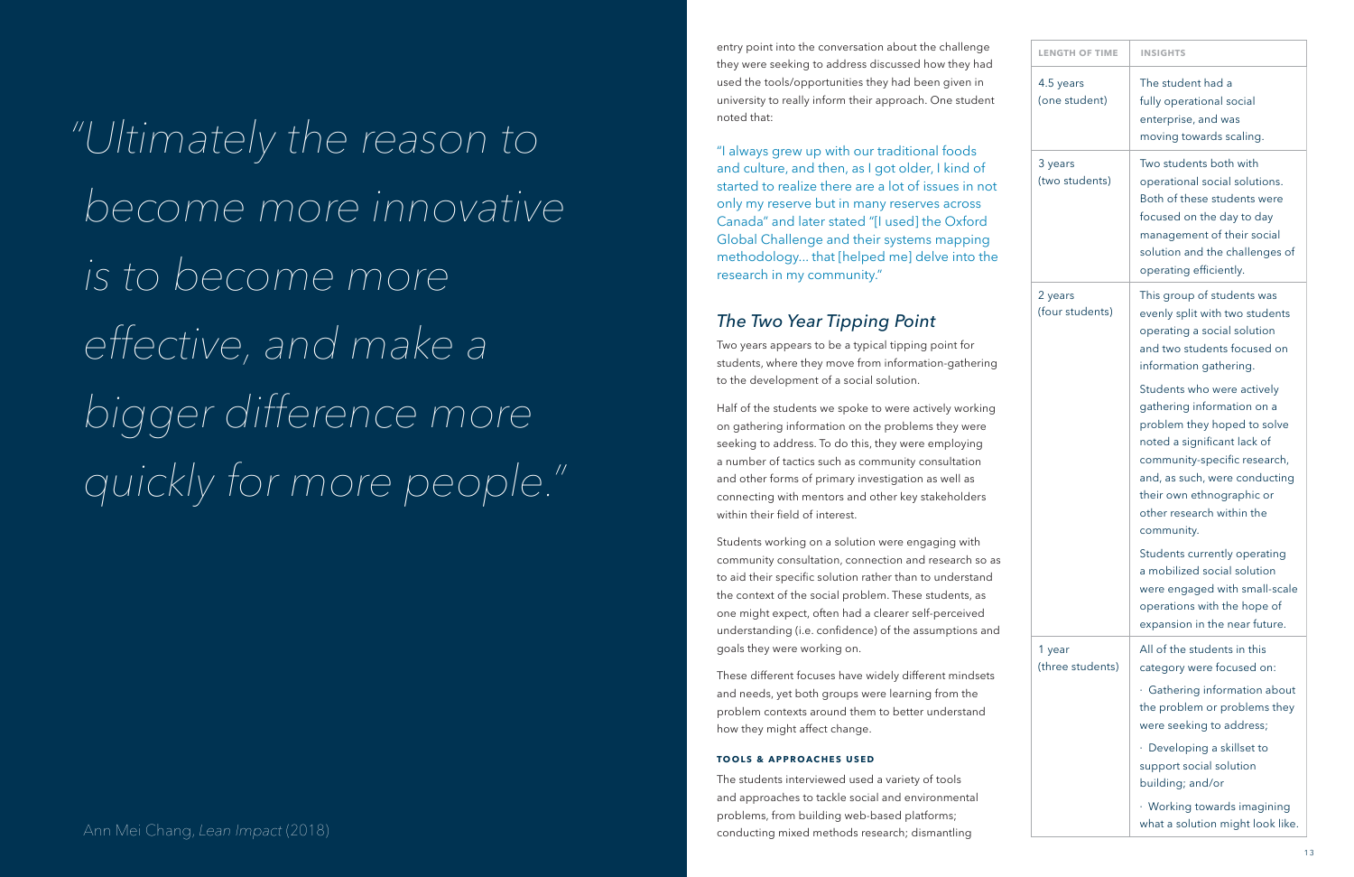*"Ultimately the reason to become more innovative is to become more effective, and make a bigger difference more quickly for more people."*

Ann Mei Chang, *Lean Impact* (2018)

entry point into the conversation about the challenge they were seeking to address discussed how they had used the tools/opportunities they had been given in university to really inform their approach. One student noted that:

"I always grew up with our traditional foods and culture, and then, as I got older, I kind of started to realize there are a lot of issues in not only my reserve but in many reserves across Canada" and later stated "[I used] the Oxford Global Challenge and their systems mapping methodology... that [helped me] delve into the research in my community."

## *The Two Year Tipping Point*

Two years appears to be a typical tipping point for students, where they move from information-gathering to the development of a social solution.

Half of the students we spoke to were actively working on gathering information on the problems they were seeking to address. To do this, they were employing a number of tactics such as community consultation and other forms of primary investigation as well as connecting with mentors and other key stakeholders within their field of interest.

Students working on a solution were engaging with community consultation, connection and research so as to aid their specific solution rather than to understand the context of the social problem. These students, as one might expect, often had a clearer self-perceived understanding (i.e. confidence) of the assumptions and goals they were working on.

These different focuses have widely different mindsets and needs, yet both groups were learning from the problem contexts around them to better understand how they might affect change.

#### TOOLS & APPROACHES USED

The students interviewed used a variety of tools and approaches to tackle social and environmental problems, from building web-based platforms; conducting mixed methods research; dismantling

| LENGTH OF TIME | INSIGHTS |
|---|---|
| 4.5 years (one student) | The student had a fully operational social enterprise, and was moving towards scaling. |
| 3 years (two students) | Two students both with operational social solutions. Both of these students were focused on the day to day management of their social solution and the challenges of operating efficiently. |
| 2 years (four students) | This group of students was evenly split with two students operating a social solution and two students focused on information gathering.<br><br>Students who were actively gathering information on a problem they hoped to solve noted a significant lack of community-specific research, and, as such, were conducting their own ethnographic or other research within the community.<br><br>Students currently operating a mobilized social solution were engaged with small-scale operations with the hope of expansion in the near future. |
| 1 year (three students) | All of the students in this category were focused on:<br>· Gathering information about the problem or problems they were seeking to address;<br>· Developing a skillset to support social solution building; and/or<br>· Working towards imagining what a solution might look like. |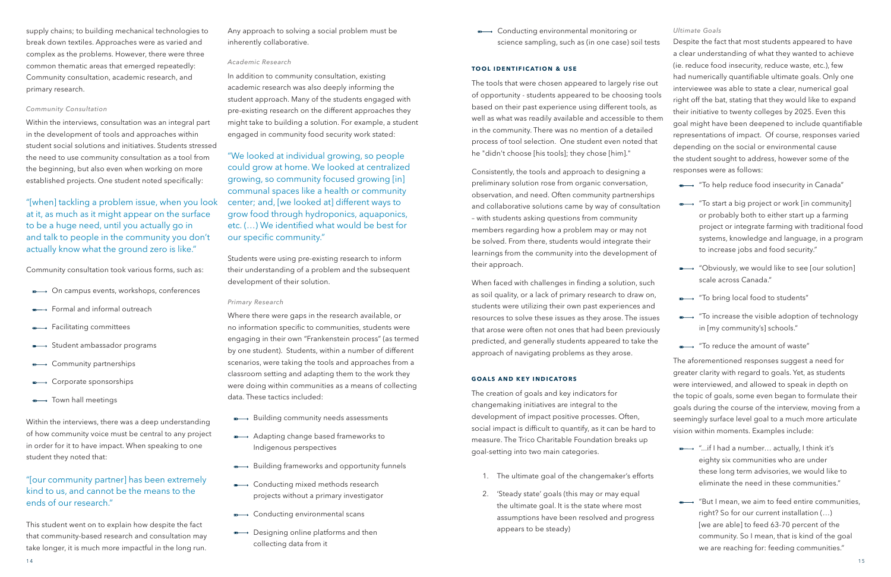supply chains; to building mechanical technologies to break down textiles. Approaches were as varied and complex as the problems. However, there were three common thematic areas that emerged repeatedly: Community consultation, academic research, and primary research.

*Community Consultation*

Within the interviews, consultation was an integral part in the development of tools and approaches within student social solutions and initiatives. Students stressed the need to use community consultation as a tool from the beginning, but also even when working on more established projects. One student noted specifically:

> "[when] tackling a problem issue, when you look at it, as much as it might appear on the surface to be a huge need, until you actually go in and talk to people in the community you don't actually know what the ground zero is like."

Community consultation took various forms, such as:

- On campus events, workshops, conferences
- Formal and informal outreach
- Facilitating committees
- Student ambassador programs
- Community partnerships
- Corporate sponsorships
- Town hall meetings

Within the interviews, there was a deep understanding of how community voice must be central to any project in order for it to have impact. When speaking to one student they noted that:

> "[our community partner] has been extremely kind to us, and cannot be the means to the ends of our research."

This student went on to explain how despite the fact that community-based research and consultation may take longer, it is much more impactful in the long run. Any approach to solving a social problem must be inherently collaborative.

*Academic Research*

In addition to community consultation, existing academic research was also deeply informing the student approach. Many of the students engaged with pre-existing research on the different approaches they might take to building a solution. For example, a student engaged in community food security work stated:

> "We looked at individual growing, so people could grow at home. We looked at centralized growing, so community focused growing [in] communal spaces like a health or community center; and, [we looked at] different ways to grow food through hydroponics, aquaponics, etc. (…) We identified what would be best for our specific community."

Students were using pre-existing research to inform their understanding of a problem and the subsequent development of their solution.

*Primary Research*

Where there were gaps in the research available, or no information specific to communities, students were engaging in their own "Frankenstein process" (as termed by one student). Students, within a number of different scenarios, were taking the tools and approaches from a classroom setting and adapting them to the work they were doing within communities as a means of collecting data. These tactics included:

- Building community needs assessments
- Adapting change based frameworks to Indigenous perspectives
- Building frameworks and opportunity funnels
- Conducting mixed methods research projects without a primary investigator
- Conducting environmental scans
- Designing online platforms and then collecting data from it
- Conducting environmental monitoring or science sampling, such as (in one case) soil tests

## TOOL IDENTIFICATION & USE

The tools that were chosen appeared to largely rise out of opportunity - students appeared to be choosing tools based on their past experience using different tools, as well as what was readily available and accessible to them in the community. There was no mention of a detailed process of tool selection. One student even noted that he "didn't choose [his tools]; they chose [him]."

Consistently, the tools and approach to designing a preliminary solution rose from organic conversation, observation, and need. Often community partnerships and collaborative solutions came by way of consultation – with students asking questions from community members regarding how a problem may or may not be solved. From there, students would integrate their learnings from the community into the development of their approach.

When faced with challenges in finding a solution, such as soil quality, or a lack of primary research to draw on, students were utilizing their own past experiences and resources to solve these issues as they arose. The issues that arose were often not ones that had been previously predicted, and generally students appeared to take the approach of navigating problems as they arose.

## GOALS AND KEY INDICATORS

The creation of goals and key indicators for changemaking initiatives are integral to the development of impact positive processes. Often, social impact is difficult to quantify, as it can be hard to measure. The Trico Charitable Foundation breaks up goal-setting into two main categories.

1. The ultimate goal of the changemaker's efforts
2. 'Steady state' goals (this may or may equal the ultimate goal. It is the state where most assumptions have been resolved and progress appears to be steady)

*Ultimate Goals*

Despite the fact that most students appeared to have a clear understanding of what they wanted to achieve (ie. reduce food insecurity, reduce waste, etc.), few had numerically quantifiable ultimate goals. Only one interviewee was able to state a clear, numerical goal right off the bat, stating that they would like to expand their initiative to twenty colleges by 2025. Even this goal might have been deepened to include quantifiable representations of impact. Of course, responses varied depending on the social or environmental cause the student sought to address, however some of the responses were as follows:

- "To help reduce food insecurity in Canada"
- "To start a big project or work [in community] or probably both to either start up a farming project or integrate farming with traditional food systems, knowledge and language, in a program to increase jobs and food security."
- "Obviously, we would like to see [our solution] scale across Canada."
- "To bring local food to students"
- "To increase the visible adoption of technology in [my community's] schools."
- "To reduce the amount of waste"

The aforementioned responses suggest a need for greater clarity with regard to goals. Yet, as students were interviewed, and allowed to speak in depth on the topic of goals, some even began to formulate their goals during the course of the interview, moving from a seemingly surface level goal to a much more articulate vision within moments. Examples include:

- "...if I had a number… actually, I think it's eighty six communities who are under these long term advisories, we would like to eliminate the need in these communities."
- "But I mean, we aim to feed entire communities, right? So for our current installation (…) [we are able] to feed 63-70 percent of the community. So I mean, that is kind of the goal we are reaching for: feeding communities."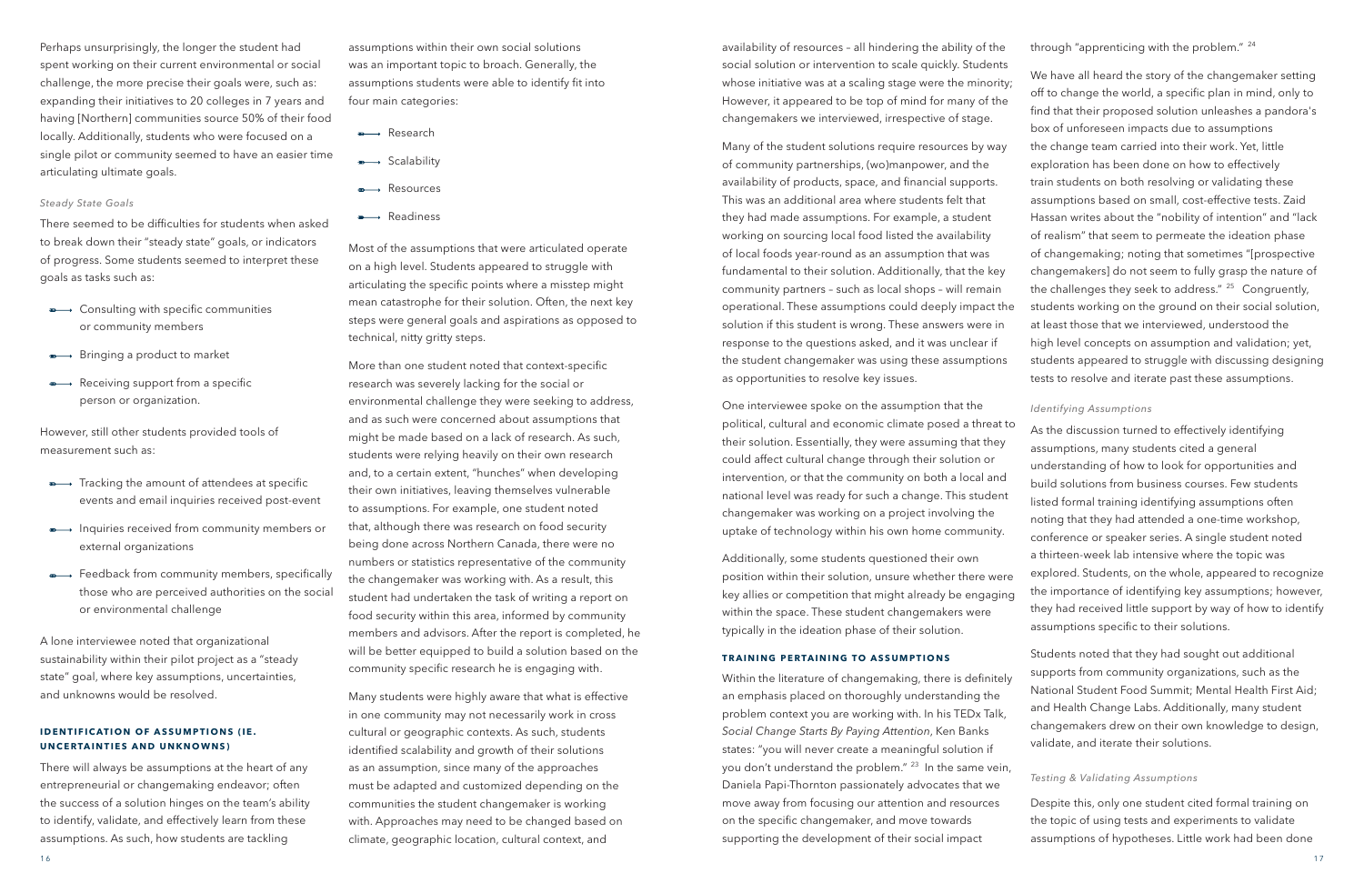Perhaps unsurprisingly, the longer the student had spent working on their current environmental or social challenge, the more precise their goals were, such as: expanding their initiatives to 20 colleges in 7 years and having [Northern] communities source 50% of their food locally. Additionally, students who were focused on a single pilot or community seemed to have an easier time articulating ultimate goals.

*Steady State Goals*

There seemed to be difficulties for students when asked to break down their "steady state" goals, or indicators of progress. Some students seemed to interpret these goals as tasks such as:

- Consulting with specific communities or community members
- Bringing a product to market
- Receiving support from a specific person or organization.

However, still other students provided tools of measurement such as:

- Tracking the amount of attendees at specific events and email inquiries received post-event
- Inquiries received from community members or external organizations
- Feedback from community members, specifically those who are perceived authorities on the social or environmental challenge

A lone interviewee noted that organizational sustainability within their pilot project as a "steady state" goal, where key assumptions, uncertainties, and unknowns would be resolved.

### IDENTIFICATION OF ASSUMPTIONS (IE. UNCERTAINTIES AND UNKNOWNS)

There will always be assumptions at the heart of any entrepreneurial or changemaking endeavor; often the success of a solution hinges on the team's ability to identify, validate, and effectively learn from these assumptions. As such, how students are tackling assumptions within their own social solutions was an important topic to broach. Generally, the assumptions students were able to identify fit into four main categories:

- Research
- Scalability
- Resources
- Readiness

Most of the assumptions that were articulated operate on a high level. Students appeared to struggle with articulating the specific points where a misstep might mean catastrophe for their solution. Often, the next key steps were general goals and aspirations as opposed to technical, nitty gritty steps.

More than one student noted that context-specific research was severely lacking for the social or environmental challenge they were seeking to address, and as such were concerned about assumptions that might be made based on a lack of research. As such, students were relying heavily on their own research and, to a certain extent, "hunches" when developing their own initiatives, leaving themselves vulnerable to assumptions. For example, one student noted that, although there was research on food security being done across Northern Canada, there were no numbers or statistics representative of the community the changemaker was working with. As a result, this student had undertaken the task of writing a report on food security within this area, informed by community members and advisors. After the report is completed, he will be better equipped to build a solution based on the community specific research he is engaging with.

Many students were highly aware that what is effective in one community may not necessarily work in cross cultural or geographic contexts. As such, students identified scalability and growth of their solutions as an assumption, since many of the approaches must be adapted and customized depending on the communities the student changemaker is working with. Approaches may need to be changed based on climate, geographic location, cultural context, and availability of resources – all hindering the ability of the social solution or intervention to scale quickly. Students whose initiative was at a scaling stage were the minority; However, it appeared to be top of mind for many of the changemakers we interviewed, irrespective of stage.

Many of the student solutions require resources by way of community partnerships, (wo)manpower, and the availability of products, space, and financial supports. This was an additional area where students felt that they had made assumptions. For example, a student working on sourcing local food listed the availability of local foods year-round as an assumption that was fundamental to their solution. Additionally, that the key community partners – such as local shops – will remain operational. These assumptions could deeply impact the solution if this student is wrong. These answers were in response to the questions asked, and it was unclear if the student changemaker was using these assumptions as opportunities to resolve key issues.

One interviewee spoke on the assumption that the political, cultural and economic climate posed a threat to their solution. Essentially, they were assuming that they could affect cultural change through their solution or intervention, or that the community on both a local and national level was ready for such a change. This student changemaker was working on a project involving the uptake of technology within his own home community.

Additionally, some students questioned their own position within their solution, unsure whether there were key allies or competition that might already be engaging within the space. These student changemakers were typically in the ideation phase of their solution.

### TRAINING PERTAINING TO ASSUMPTIONS

Within the literature of changemaking, there is definitely an emphasis placed on thoroughly understanding the problem context you are working with. In his TEDx Talk, *Social Change Starts By Paying Attention*, Ken Banks states: "you will never create a meaningful solution if you don't understand the problem."[23] In the same vein, Daniela Papi-Thornton passionately advocates that we move away from focusing our attention and resources on the specific changemaker, and move towards supporting the development of their social impact through "apprenticing with the problem."[24]

We have all heard the story of the changemaker setting off to change the world, a specific plan in mind, only to find that their proposed solution unleashes a pandora's box of unforeseen impacts due to assumptions the change team carried into their work. Yet, little exploration has been done on how to effectively train students on both resolving or validating these assumptions based on small, cost-effective tests. Zaid Hassan writes about the "nobility of intention" and "lack of realism" that seem to permeate the ideation phase of changemaking; noting that sometimes "[prospective changemakers] do not seem to fully grasp the nature of the challenges they seek to address."[25] Congruently, students working on the ground on their social solution, at least those that we interviewed, understood the high level concepts on assumption and validation; yet, students appeared to struggle with discussing designing tests to resolve and iterate past these assumptions.

*Identifying Assumptions*

As the discussion turned to effectively identifying assumptions, many students cited a general understanding of how to look for opportunities and build solutions from business courses. Few students listed formal training identifying assumptions often noting that they had attended a one-time workshop, conference or speaker series. A single student noted a thirteen-week lab intensive where the topic was explored. Students, on the whole, appeared to recognize the importance of identifying key assumptions; however, they had received little support by way of how to identify assumptions specific to their solutions.

Students noted that they had sought out additional supports from community organizations, such as the National Student Food Summit; Mental Health First Aid; and Health Change Labs. Additionally, many student changemakers drew on their own knowledge to design, validate, and iterate their solutions.

*Testing & Validating Assumptions*

Despite this, only one student cited formal training on the topic of using tests and experiments to validate assumptions of hypotheses. Little work had been done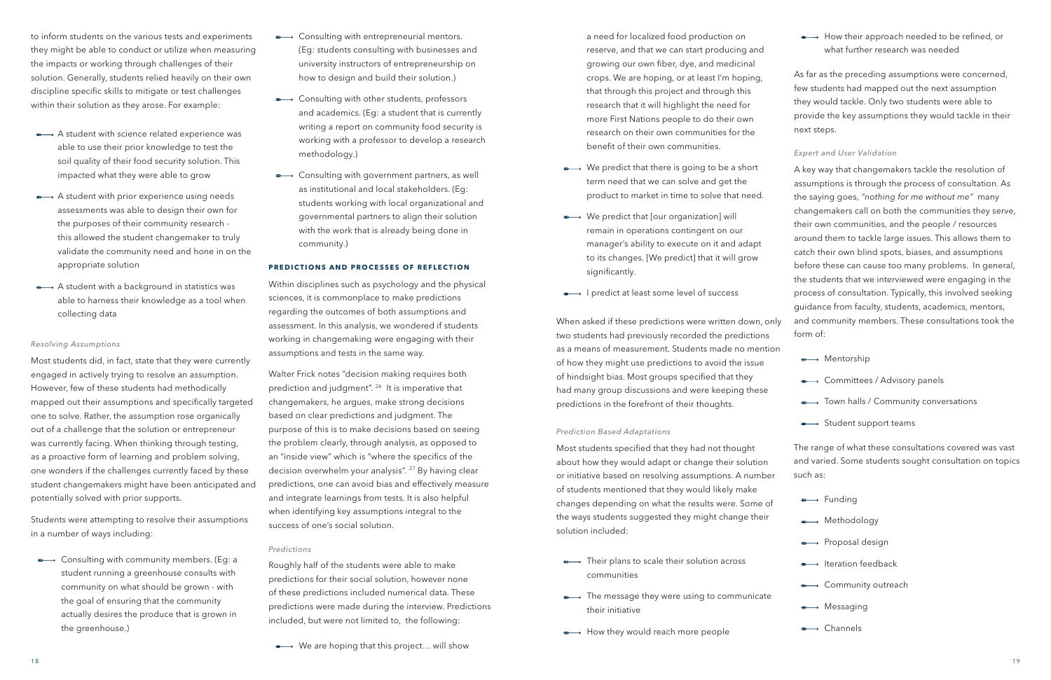to inform students on the various tests and experiments they might be able to conduct or utilize when measuring the impacts or working through challenges of their solution. Generally, students relied heavily on their own discipline specific skills to mitigate or test challenges within their solution as they arose. For example:

- A student with science related experience was able to use their prior knowledge to test the soil quality of their food security solution. This impacted what they were able to grow
- A student with prior experience using needs assessments was able to design their own for the purposes of their community research - this allowed the student changemaker to truly validate the community need and hone in on the appropriate solution
- A student with a background in statistics was able to harness their knowledge as a tool when collecting data

*Resolving Assumptions*

Most students did, in fact, state that they were currently engaged in actively trying to resolve an assumption. However, few of these students had methodically mapped out their assumptions and specifically targeted one to solve. Rather, the assumption rose organically out of a challenge that the solution or entrepreneur was currently facing. When thinking through testing, as a proactive form of learning and problem solving, one wonders if the challenges currently faced by these student changemakers might have been anticipated and potentially solved with prior supports.

Students were attempting to resolve their assumptions in a number of ways including:

- Consulting with community members. (Eg: a student running a greenhouse consults with community on what should be grown - with the goal of ensuring that the community actually desires the produce that is grown in the greenhouse.)
- Consulting with entrepreneurial mentors. (Eg: students consulting with businesses and university instructors of entrepreneurship on how to design and build their solution.)
- Consulting with other students, professors and academics. (Eg: a student that is currently writing a report on community food security is working with a professor to develop a research methodology.)
- Consulting with government partners, as well as institutional and local stakeholders. (Eg: students working with local organizational and governmental partners to align their solution with the work that is already being done in community.)

**PREDICTIONS AND PROCESSES OF REFLECTION**

Within disciplines such as psychology and the physical sciences, it is commonplace to make predictions regarding the outcomes of both assumptions and assessment. In this analysis, we wondered if students working in changemaking were engaging with their assumptions and tests in the same way.

Walter Frick notes "decision making requires both prediction and judgment".[26] It is imperative that changemakers, he argues, make strong decisions based on clear predictions and judgment. The purpose of this is to make decisions based on seeing the problem clearly, through analysis, as opposed to an "inside view" which is "where the specifics of the decision overwhelm your analysis".[27] By having clear predictions, one can avoid bias and effectively measure and integrate learnings from tests. It is also helpful when identifying key assumptions integral to the success of one's social solution.

*Predictions*

Roughly half of the students were able to make predictions for their social solution, however none of these predictions included numerical data. These predictions were made during the interview. Predictions included, but were not limited to, the following:

- We are hoping that this project… will show a need for localized food production on reserve, and that we can start producing and growing our own fiber, dye, and medicinal crops. We are hoping, or at least I'm hoping, that through this project and through this research that it will highlight the need for more First Nations people to do their own research on their own communities for the benefit of their own communities.
- We predict that there is going to be a short term need that we can solve and get the product to market in time to solve that need.
- We predict that [our organization] will remain in operations contingent on our manager's ability to execute on it and adapt to its changes. [We predict] that it will grow significantly.
- I predict at least some level of success

When asked if these predictions were written down, only two students had previously recorded the predictions as a means of measurement. Students made no mention of how they might use predictions to avoid the issue of hindsight bias. Most groups specified that they had many group discussions and were keeping these predictions in the forefront of their thoughts.

*Prediction Based Adaptations*

Most students specified that they had not thought about how they would adapt or change their solution or initiative based on resolving assumptions. A number of students mentioned that they would likely make changes depending on what the results were. Some of the ways students suggested they might change their solution included:

- Their plans to scale their solution across communities
- The message they were using to communicate their initiative
- How they would reach more people
- How their approach needed to be refined, or what further research was needed

As far as the preceding assumptions were concerned, few students had mapped out the next assumption they would tackle. Only two students were able to provide the key assumptions they would tackle in their next steps.

*Expert and User Validation*

A key way that changemakers tackle the resolution of assumptions is through the process of consultation. As the saying goes, *"nothing for me without me"* many changemakers call on both the communities they serve, their own communities, and the people / resources around them to tackle large issues. This allows them to catch their own blind spots, biases, and assumptions before these can cause too many problems. In general, the students that we interviewed were engaging in the process of consultation. Typically, this involved seeking guidance from faculty, students, academics, mentors, and community members. These consultations took the form of:

- Mentorship
- Committees / Advisory panels
- Town halls / Community conversations
- Student support teams

The range of what these consultations covered was vast and varied. Some students sought consultation on topics such as:

- Funding
- Methodology
- Proposal design
- Iteration feedback
- Community outreach
- Messaging
- Channels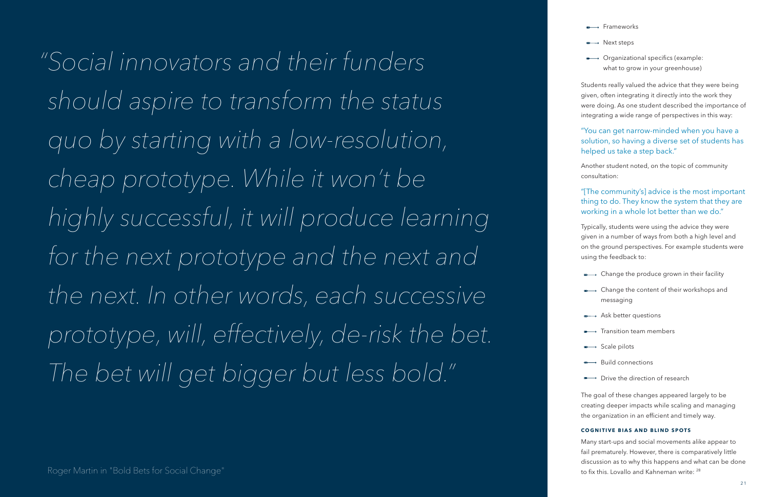*"Social innovators and their funders should aspire to transform the status quo by starting with a low-resolution, cheap prototype. While it won't be highly successful, it will produce learning for the next prototype and the next and the next. In other words, each successive prototype, will, effectively, de-risk the bet. The bet will get bigger but less bold."*

Roger Martin in "Bold Bets for Social Change"

- Frameworks
- Next steps
- Organizational specifics (example: what to grow in your greenhouse)

Students really valued the advice that they were being given, often integrating it directly into the work they were doing. As one student described the importance of integrating a wide range of perspectives in this way:

"You can get narrow-minded when you have a solution, so having a diverse set of students has helped us take a step back."

Another student noted, on the topic of community consultation:

"[The community's] advice is the most important thing to do. They know the system that they are working in a whole lot better than we do."

Typically, students were using the advice they were given in a number of ways from both a high level and on the ground perspectives. For example students were using the feedback to:

- Change the produce grown in their facility
- Change the content of their workshops and messaging
- Ask better questions
- Transition team members
- Scale pilots
- Build connections
- Drive the direction of research

The goal of these changes appeared largely to be creating deeper impacts while scaling and managing the organization in an efficient and timely way.

#### COGNITIVE BIAS AND BLIND SPOTS

Many start-ups and social movements alike appear to fail prematurely. However, there is comparatively little discussion as to why this happens and what can be done to fix this. Lovallo and Kahneman write: [28]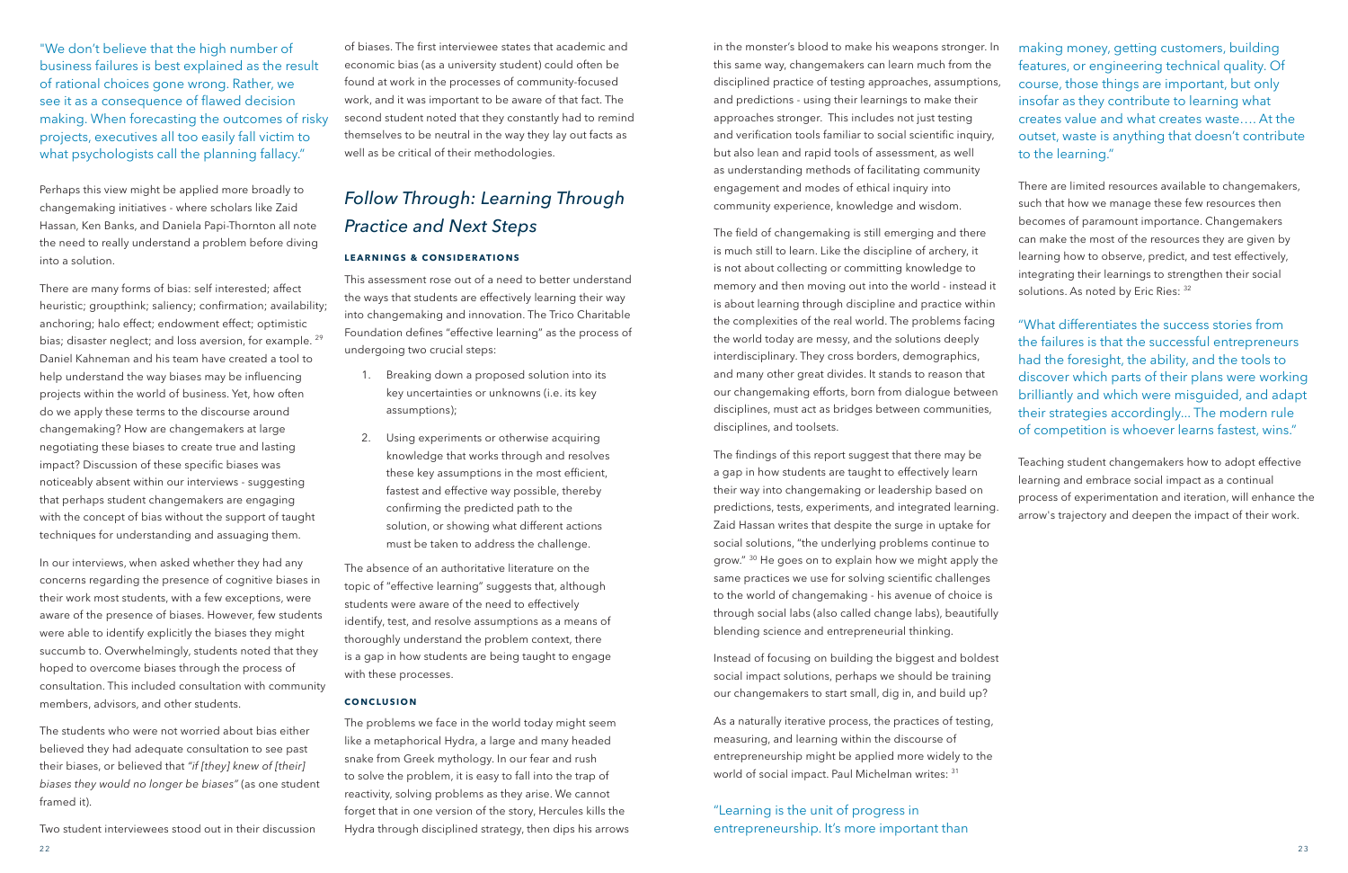"We don't believe that the high number of business failures is best explained as the result of rational choices gone wrong. Rather, we see it as a consequence of flawed decision making. When forecasting the outcomes of risky projects, executives all too easily fall victim to what psychologists call the planning fallacy."

Perhaps this view might be applied more broadly to changemaking initiatives - where scholars like Zaid Hassan, Ken Banks, and Daniela Papi-Thornton all note the need to really understand a problem before diving into a solution.

There are many forms of bias: self interested; affect heuristic; groupthink; saliency; confirmation; availability; anchoring; halo effect; endowment effect; optimistic bias; disaster neglect; and loss aversion, for example.[29] Daniel Kahneman and his team have created a tool to help understand the way biases may be influencing projects within the world of business. Yet, how often do we apply these terms to the discourse around changemaking? How are changemakers at large negotiating these biases to create true and lasting impact? Discussion of these specific biases was noticeably absent within our interviews - suggesting that perhaps student changemakers are engaging with the concept of bias without the support of taught techniques for understanding and assuaging them.

In our interviews, when asked whether they had any concerns regarding the presence of cognitive biases in their work most students, with a few exceptions, were aware of the presence of biases. However, few students were able to identify explicitly the biases they might succumb to. Overwhelmingly, students noted that they hoped to overcome biases through the process of consultation. This included consultation with community members, advisors, and other students.

The students who were not worried about bias either believed they had adequate consultation to see past their biases, or believed that *"if [they] knew of [their] biases they would no longer be biases"* (as one student framed it).

Two student interviewees stood out in their discussion of biases. The first interviewee states that academic and economic bias (as a university student) could often be found at work in the processes of community-focused work, and it was important to be aware of that fact. The second student noted that they constantly had to remind themselves to be neutral in the way they lay out facts as well as be critical of their methodologies.

## *Follow Through: Learning Through Practice and Next Steps*

### LEARNINGS & CONSIDERATIONS

This assessment rose out of a need to better understand the ways that students are effectively learning their way into changemaking and innovation. The Trico Charitable Foundation defines "effective learning" as the process of undergoing two crucial steps:

1. Breaking down a proposed solution into its key uncertainties or unknowns (i.e. its key assumptions);
2. Using experiments or otherwise acquiring knowledge that works through and resolves these key assumptions in the most efficient, fastest and effective way possible, thereby confirming the predicted path to the solution, or showing what different actions must be taken to address the challenge.

The absence of an authoritative literature on the topic of "effective learning" suggests that, although students were aware of the need to effectively identify, test, and resolve assumptions as a means of thoroughly understand the problem context, there is a gap in how students are being taught to engage with these processes.

### CONCLUSION

The problems we face in the world today might seem like a metaphorical Hydra, a large and many headed snake from Greek mythology. In our fear and rush to solve the problem, it is easy to fall into the trap of reactivity, solving problems as they arise. We cannot forget that in one version of the story, Hercules kills the Hydra through disciplined strategy, then dips his arrows in the monster's blood to make his weapons stronger. In this same way, changemakers can learn much from the disciplined practice of testing approaches, assumptions, and predictions - using their learnings to make their approaches stronger. This includes not just testing and verification tools familiar to social scientific inquiry, but also lean and rapid tools of assessment, as well as understanding methods of facilitating community engagement and modes of ethical inquiry into community experience, knowledge and wisdom.

The field of changemaking is still emerging and there is much still to learn. Like the discipline of archery, it is not about collecting or committing knowledge to memory and then moving out into the world - instead it is about learning through discipline and practice within the complexities of the real world. The problems facing the world today are messy, and the solutions deeply interdisciplinary. They cross borders, demographics, and many other great divides. It stands to reason that our changemaking efforts, born from dialogue between disciplines, must act as bridges between communities, disciplines, and toolsets.

The findings of this report suggest that there may be a gap in how students are taught to effectively learn their way into changemaking or leadership based on predictions, tests, experiments, and integrated learning. Zaid Hassan writes that despite the surge in uptake for social solutions, "the underlying problems continue to grow."[30] He goes on to explain how we might apply the same practices we use for solving scientific challenges to the world of changemaking - his avenue of choice is through social labs (also called change labs), beautifully blending science and entrepreneurial thinking.

Instead of focusing on building the biggest and boldest social impact solutions, perhaps we should be training our changemakers to start small, dig in, and build up?

As a naturally iterative process, the practices of testing, measuring, and learning within the discourse of entrepreneurship might be applied more widely to the world of social impact. Paul Michelman writes:[31]

"Learning is the unit of progress in entrepreneurship. It's more important than making money, getting customers, building features, or engineering technical quality. Of course, those things are important, but only insofar as they contribute to learning what creates value and what creates waste…. At the outset, waste is anything that doesn't contribute to the learning."

There are limited resources available to changemakers, such that how we manage these few resources then becomes of paramount importance. Changemakers can make the most of the resources they are given by learning how to observe, predict, and test effectively, integrating their learnings to strengthen their social solutions. As noted by Eric Ries:[32]

"What differentiates the success stories from the failures is that the successful entrepreneurs had the foresight, the ability, and the tools to discover which parts of their plans were working brilliantly and which were misguided, and adapt their strategies accordingly... The modern rule of competition is whoever learns fastest, wins."

Teaching student changemakers how to adopt effective learning and embrace social impact as a continual process of experimentation and iteration, will enhance the arrow's trajectory and deepen the impact of their work.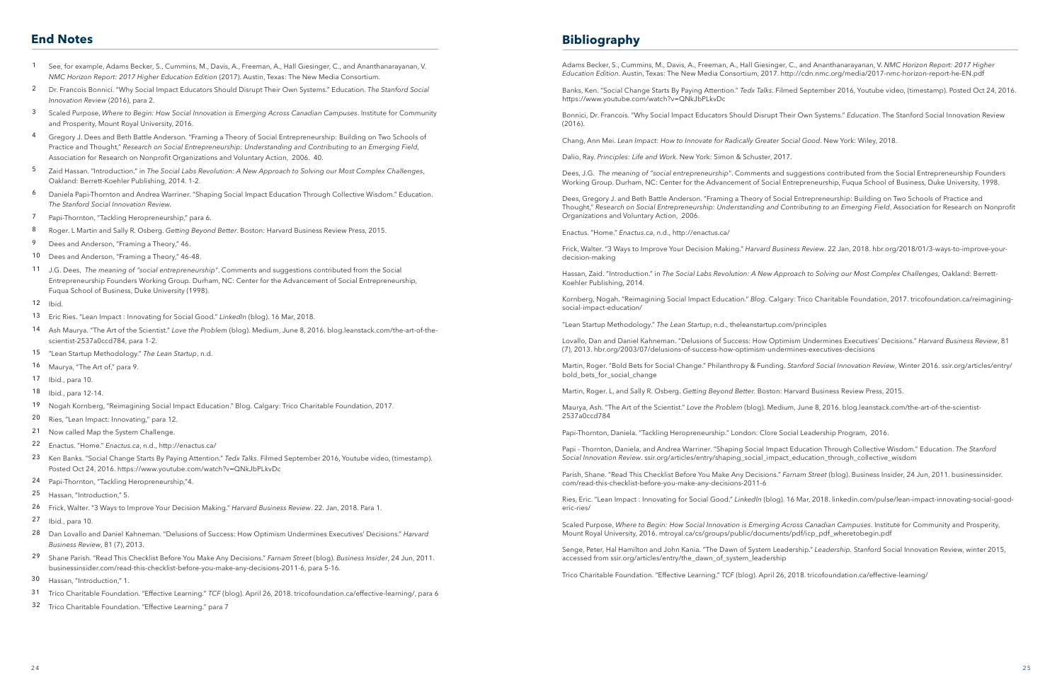## End Notes

1. See, for example, Adams Becker, S., Cummins, M., Davis, A., Freeman, A., Hall Giesinger, C., and Ananthanarayanan, V. *NMC Horizon Report: 2017 Higher Education Edition* (2017). Austin, Texas: The New Media Consortium.
2. Dr. Francois Bonnici. "Why Social Impact Educators Should Disrupt Their Own Systems." Education. *The Stanford Social Innovation Review* (2016), para 2.
3. Scaled Purpose, *Where to Begin: How Social Innovation is Emerging Across Canadian Campuses*. Institute for Community and Prosperity, Mount Royal University, 2016.
4. Gregory J. Dees and Beth Battle Anderson. "Framing a Theory of Social Entrepreneurship: Building on Two Schools of Practice and Thought," *Research on Social Entrepreneurship: Understanding and Contributing to an Emerging Field*, Association for Research on Nonprofit Organizations and Voluntary Action, 2006. 40.
5. Zaid Hassan. "Introduction." in *The Social Labs Revolution: A New Approach to Solving our Most Complex Challenges*, Oakland: Berrett-Koehler Publishing, 2014. 1-2.
6. Daniela Papi-Thornton and Andrea Warriner. "Shaping Social Impact Education Through Collective Wisdom." Education. *The Stanford Social Innovation Review.*
7. Papi-Thornton, "Tackling Heropreneurship," para 6.
8. Roger. L Martin and Sally R. Osberg. *Getting Beyond Better*. Boston: Harvard Business Review Press, 2015.
9. Dees and Anderson, "Framing a Theory," 46.
10. Dees and Anderson, "Framing a Theory," 46-48.
11. J.G. Dees, *The meaning of "social entrepreneurship"*. Comments and suggestions contributed from the Social Entrepreneurship Founders Working Group. Durham, NC: Center for the Advancement of Social Entrepreneurship, Fuqua School of Business, Duke University (1998).
12. Ibid.
13. Eric Ries. "Lean Impact : Innovating for Social Good." *LinkedIn* (blog). 16 Mar, 2018.
14. Ash Maurya. "The Art of the Scientist." *Love the Problem* (blog). Medium, June 8, 2016. blog.leanstack.com/the-art-of-the-scientist-2537a0ccd784, para 1-2.
15. "Lean Startup Methodology." *The Lean Startup*, n.d.
16. Maurya, "The Art of," para 9.
17. Ibid., para 10.
18. Ibid., para 12-14.
19. Nogah Kornberg, "Reimagining Social Impact Education." Blog. Calgary: Trico Charitable Foundation, 2017.
20. Ries, "Lean Impact: Innovating," para 12.
21. Now called Map the System Challenge.
22. Enactus. "Home." *Enactus.ca*, n.d., http://enactus.ca/
23. Ken Banks. "Social Change Starts By Paying Attention." *Tedx Talks*. Filmed September 2016, Youtube video, (timestamp). Posted Oct 24, 2016. https://www.youtube.com/watch?v=QNkJbPLkvDc
24. Papi-Thornton, "Tackling Heropreneurship,"4.
25. Hassan, "Introduction," 5.
26. Frick, Walter. "3 Ways to Improve Your Decision Making." *Harvard Business Review*. 22. Jan, 2018. Para 1.
27. Ibid., para 10.
28. Dan Lovallo and Daniel Kahneman. "Delusions of Success: How Optimism Undermines Executives' Decisions." *Harvard Business Review*, 81 (7), 2013.
29. Shane Parish. "Read This Checklist Before You Make Any Decisions." *Farnam Street* (blog). *Business Insider*, 24 Jun, 2011. businessinsider.com/read-this-checklist-before-you-make-any-decisions-2011-6, para 5-16.
30. Hassan, "Introduction," 1.
31. Trico Charitable Foundation. "Effective Learning." *TCF* (blog). April 26, 2018. tricofoundation.ca/effective-learning/, para 6
32. Trico Charitable Foundation. "Effective Learning." para 7

## Bibliography

Adams Becker, S., Cummins, M., Davis, A., Freeman, A., Hall Giesinger, C., and Ananthanarayanan, V. *NMC Horizon Report: 2017 Higher Education Edition*. Austin, Texas: The New Media Consortium, 2017. http://cdn.nmc.org/media/2017-nmc-horizon-report-he-EN.pdf

Banks, Ken. "Social Change Starts By Paying Attention." *Tedx Talks*. Filmed September 2016, Youtube video, (timestamp). Posted Oct 24, 2016. https://www.youtube.com/watch?v=QNkJbPLkvDc

Bonnici, Dr. Francois. "Why Social Impact Educators Should Disrupt Their Own Systems." *Education*. The Stanford Social Innovation Review (2016).

Chang, Ann Mei. *Lean Impact: How to Innovate for Radically Greater Social Good*. New York: Wiley, 2018.

Dalio, Ray. *Principles: Life and Work*. New York: Simon & Schuster, 2017.

Dees, J.G. *The meaning of "social entrepreneurship"*. Comments and suggestions contributed from the Social Entrepreneurship Founders Working Group. Durham, NC: Center for the Advancement of Social Entrepreneurship, Fuqua School of Business, Duke University, 1998.

Dees, Gregory J. and Beth Battle Anderson. "Framing a Theory of Social Entrepreneurship: Building on Two Schools of Practice and Thought," *Research on Social Entrepreneurship: Understanding and Contributing to an Emerging Field*, Association for Research on Nonprofit Organizations and Voluntary Action, 2006.

Enactus. "Home." *Enactus.ca*, n.d., http://enactus.ca/

Frick, Walter. "3 Ways to Improve Your Decision Making." *Harvard Business Review*. 22 Jan, 2018. hbr.org/2018/01/3-ways-to-improve-your-decision-making

Hassan, Zaid. "Introduction." in *The Social Labs Revolution: A New Approach to Solving our Most Complex Challenges,* Oakland: Berrett-Koehler Publishing, 2014.

Kornberg, Nogah. "Reimagining Social Impact Education." *Blog*. Calgary: Trico Charitable Foundation, 2017. tricofoundation.ca/reimagining-social-impact-education/

"Lean Startup Methodology." *The Lean Startup*, n.d., theleanstartup.com/principles

Lovallo, Dan and Daniel Kahneman. "Delusions of Success: How Optimism Undermines Executives' Decisions." *Harvard Business Review*, 81 (7), 2013. hbr.org/2003/07/delusions-of-success-how-optimism-undermines-executives-decisions

Martin, Roger. "Bold Bets for Social Change." Philanthropy & Funding. *Stanford Social Innovation Review*, Winter 2016. ssir.org/articles/entry/bold_bets_for_social_change

Martin, Roger. L, and Sally R. Osberg. *Getting Beyond Better.* Boston: Harvard Business Review Press, 2015.

Maurya, Ash. "The Art of the Scientist." *Love the Problem* (blog). Medium, June 8, 2016. blog.leanstack.com/the-art-of-the-scientist-2537a0ccd784

Papi-Thornton, Daniela. "Tackling Heropreneurship." London: Clore Social Leadership Program, 2016.

Papi - Thornton, Daniela, and Andrea Warriner. "Shaping Social Impact Education Through Collective Wisdom." Education. *The Stanford Social Innovation Review*. ssir.org/articles/entry/shaping_social_impact_education_through_collective_wisdom

Parish, Shane. "Read This Checklist Before You Make Any Decisions." *Farnam Street* (blog). Business Insider, 24 Jun, 2011. businessinsider.com/read-this-checklist-before-you-make-any-decisions-2011-6

Ries, Eric. "Lean Impact : Innovating for Social Good." *LinkedIn* (blog). 16 Mar, 2018. linkedin.com/pulse/lean-impact-innovating-social-good-eric-ries/

Scaled Purpose, *Where to Begin: How Social Innovation is Emerging Across Canadian Campuses*. Institute for Community and Prosperity, Mount Royal University, 2016. mtroyal.ca/cs/groups/public/documents/pdf/icp_pdf_wheretobegin.pdf

Senge, Peter, Hal Hamilton and John Kania. "The Dawn of System Leadership." *Leadership.* Stanford Social Innovation Review, winter 2015, accessed from ssir.org/articles/entry/the_dawn_of_system_leadership

Trico Charitable Foundation. "Effective Learning." *TCF* (blog). April 26, 2018. tricofoundation.ca/effective-learning/